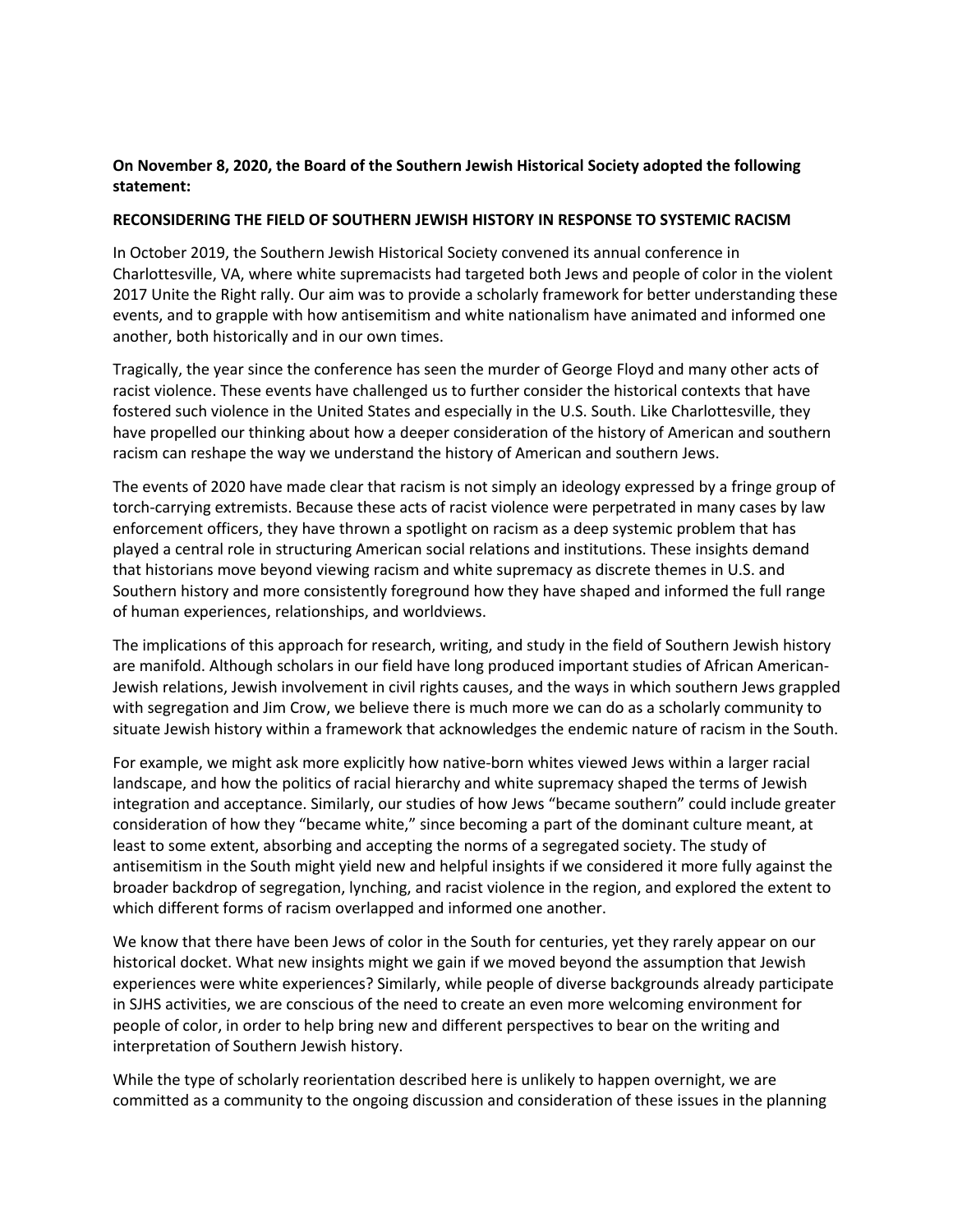**On November 8, 2020, the Board of the Southern Jewish Historical Society adopted the following statement:**

**RECONSIDERING THE FIELD OF SOUTHERN JEWISH HISTORY IN RESPONSE TO SYSTEMIC RACISM**

In October 2019, the Southern Jewish Historical Society convened its annual conference in Charlottesville, VA, where white supremacists had targeted both Jews and people of color in the violent 2017 Unite the Right rally. Our aim was to provide a scholarly framework for better understanding these events, and to grapple with how antisemitism and white nationalism have animated and informed one another, both historically and in our own times.

Tragically, the year since the conference has seen the murder of George Floyd and many other acts of racist violence. These events have challenged us to further consider the historical contexts that have fostered such violence in the United States and especially in the U.S. South. Like Charlottesville, they have propelled our thinking about how a deeper consideration of the history of American and southern racism can reshape the way we understand the history of American and southern Jews.

The events of 2020 have made clear that racism is not simply an ideology expressed by a fringe group of torch-carrying extremists. Because these acts of racist violence were perpetrated in many cases by law enforcement officers, they have thrown a spotlight on racism as a deep systemic problem that has played a central role in structuring American social relations and institutions. These insights demand that historians move beyond viewing racism and white supremacy as discrete themes in U.S. and Southern history and more consistently foreground how they have shaped and informed the full range of human experiences, relationships, and worldviews.

The implications of this approach for research, writing, and study in the field of Southern Jewish history are manifold. Although scholars in our field have long produced important studies of African American-Jewish relations, Jewish involvement in civil rights causes, and the ways in which southern Jews grappled with segregation and Jim Crow, we believe there is much more we can do as a scholarly community to situate Jewish history within a framework that acknowledges the endemic nature of racism in the South.

For example, we might ask more explicitly how native-born whites viewed Jews within a larger racial landscape, and how the politics of racial hierarchy and white supremacy shaped the terms of Jewish integration and acceptance. Similarly, our studies of how Jews "became southern" could include greater consideration of how they "became white," since becoming a part of the dominant culture meant, at least to some extent, absorbing and accepting the norms of a segregated society. The study of antisemitism in the South might yield new and helpful insights if we considered it more fully against the broader backdrop of segregation, lynching, and racist violence in the region, and explored the extent to which different forms of racism overlapped and informed one another.

We know that there have been Jews of color in the South for centuries, yet they rarely appear on our historical docket. What new insights might we gain if we moved beyond the assumption that Jewish experiences were white experiences? Similarly, while people of diverse backgrounds already participate in SJHS activities, we are conscious of the need to create an even more welcoming environment for people of color, in order to help bring new and different perspectives to bear on the writing and interpretation of Southern Jewish history.

While the type of scholarly reorientation described here is unlikely to happen overnight, we are committed as a community to the ongoing discussion and consideration of these issues in the planning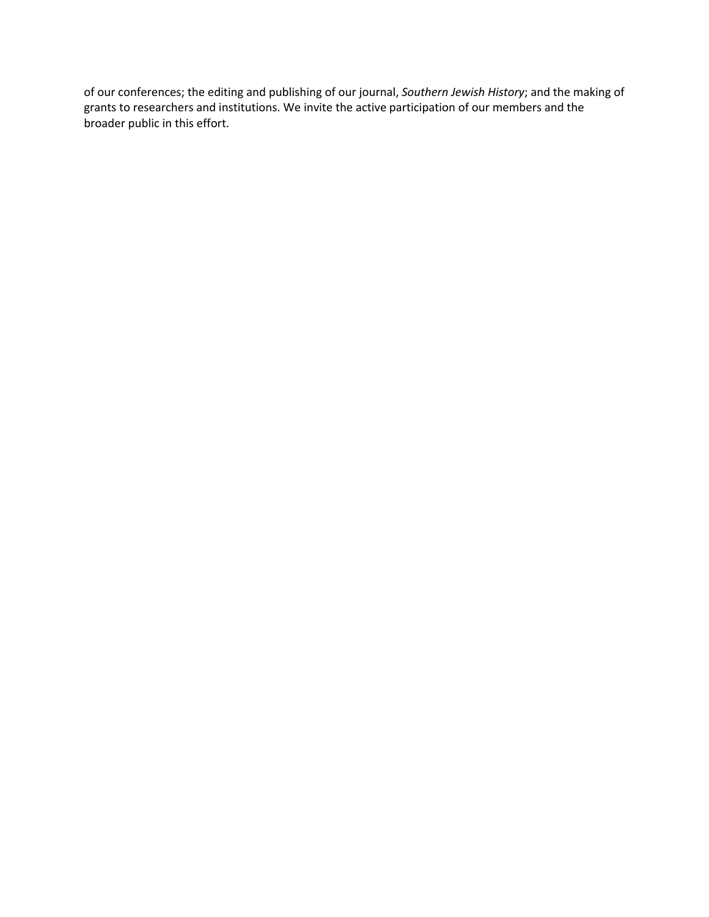of our conferences; the editing and publishing of our journal, *Southern Jewish History*; and the making of grants to researchers and institutions. We invite the active participation of our members and the broader public in this effort.